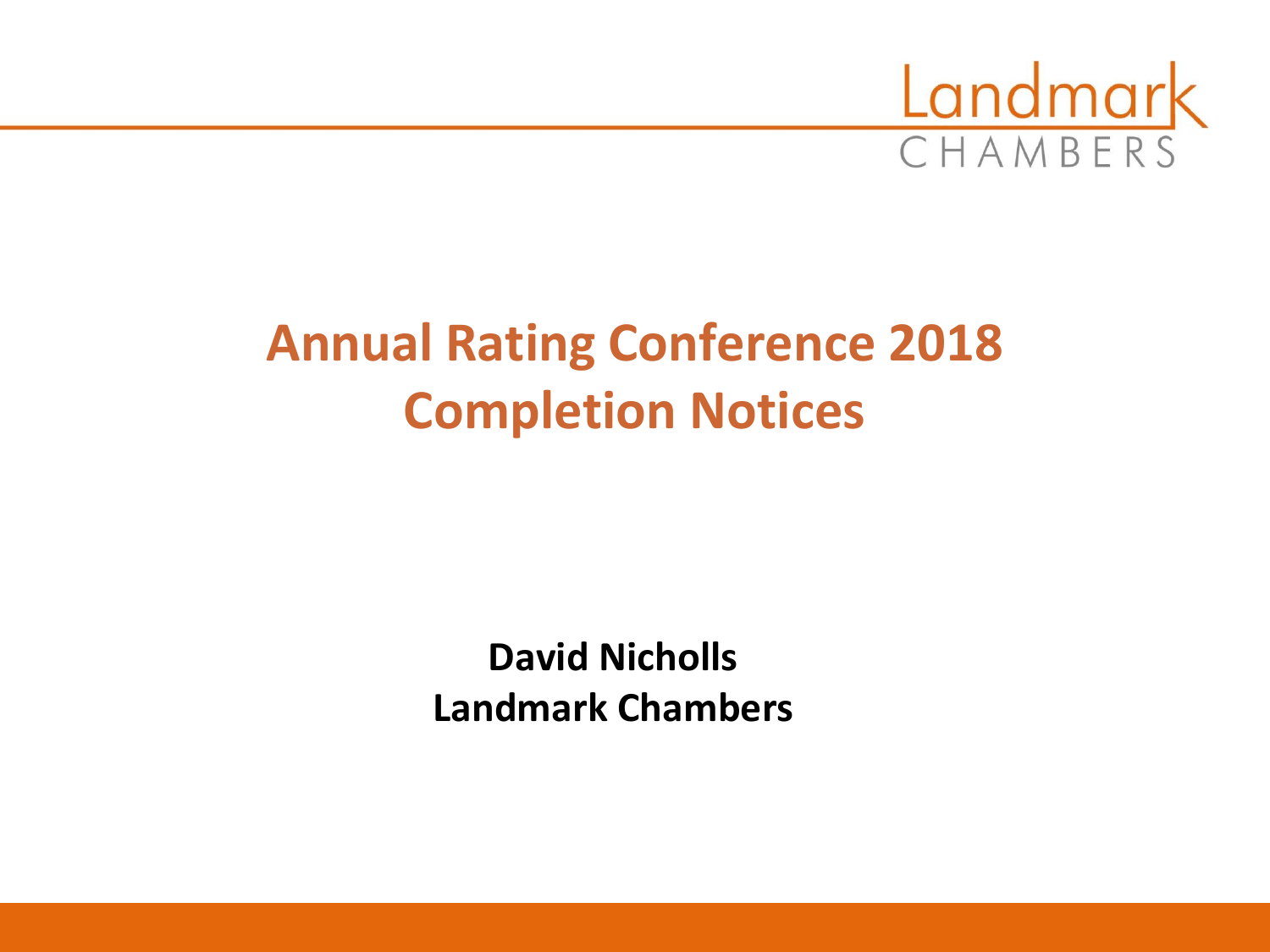Landmark
CHAMBERS

# Annual Rating Conference 2018
# Completion Notices

**David Nicholls**
**Landmark Chambers**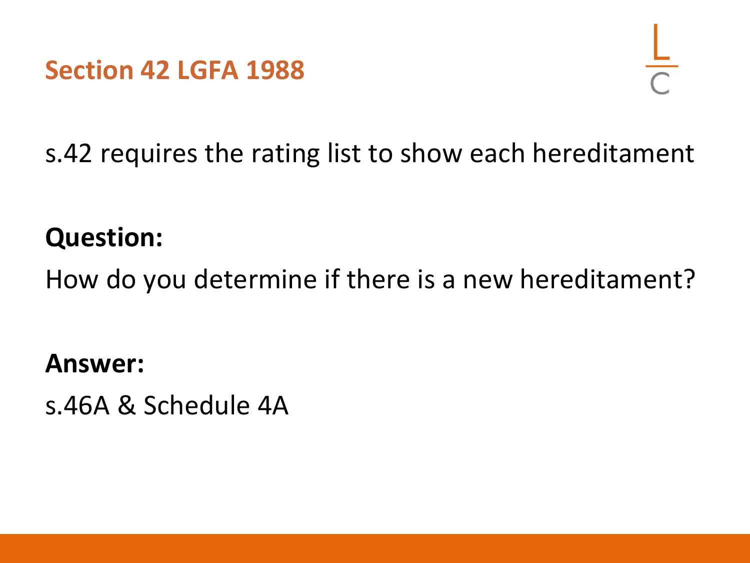# Section 42 LGFA 1988

s.42 requires the rating list to show each hereditament

**Question:**

How do you determine if there is a new hereditament?

**Answer:**

s.46A & Schedule 4A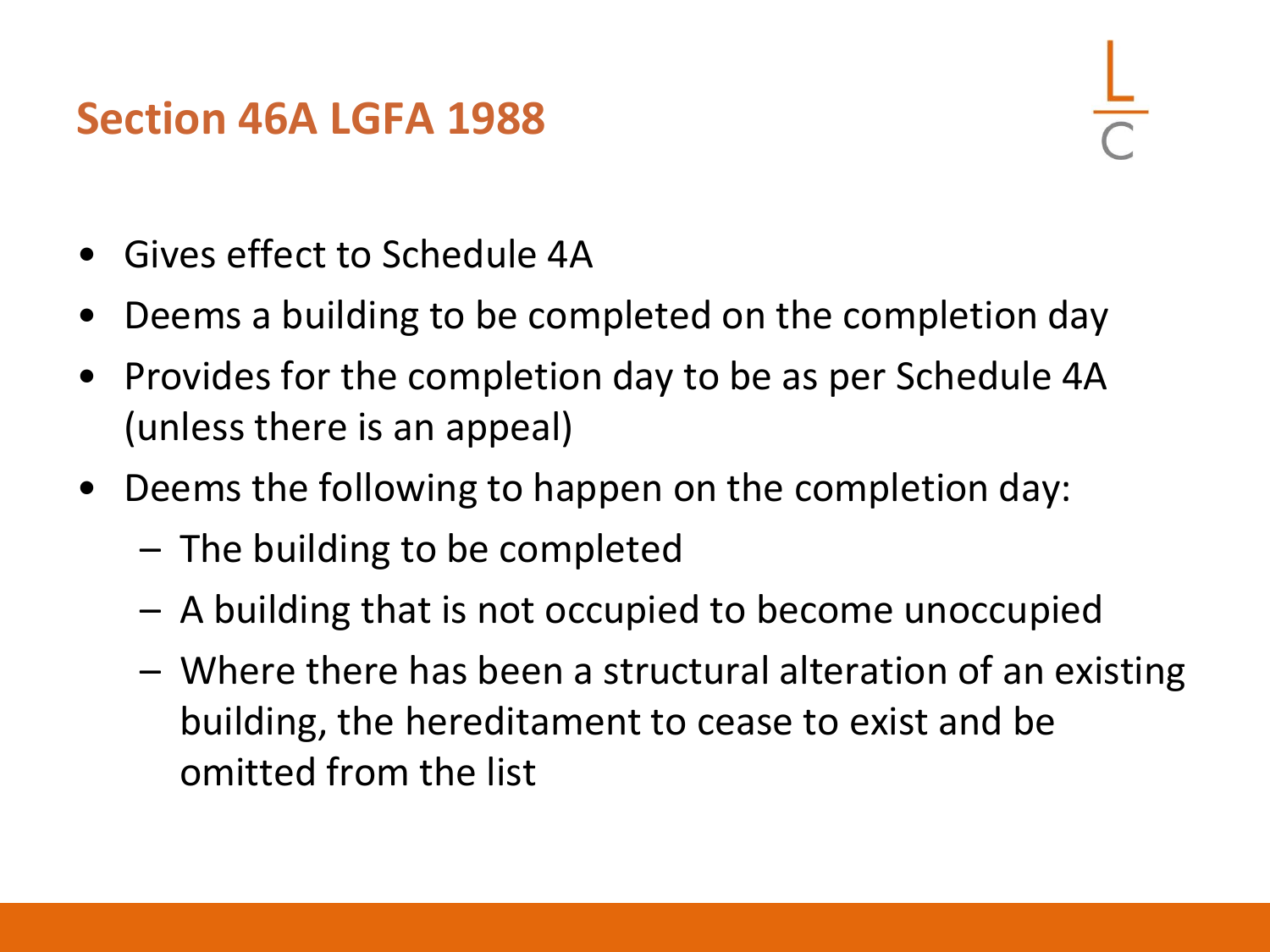# Section 46A LGFA 1988

- Gives effect to Schedule 4A
- Deems a building to be completed on the completion day
- Provides for the completion day to be as per Schedule 4A (unless there is an appeal)
- Deems the following to happen on the completion day:
  - The building to be completed
  - A building that is not occupied to become unoccupied
  - Where there has been a structural alteration of an existing building, the hereditament to cease to exist and be omitted from the list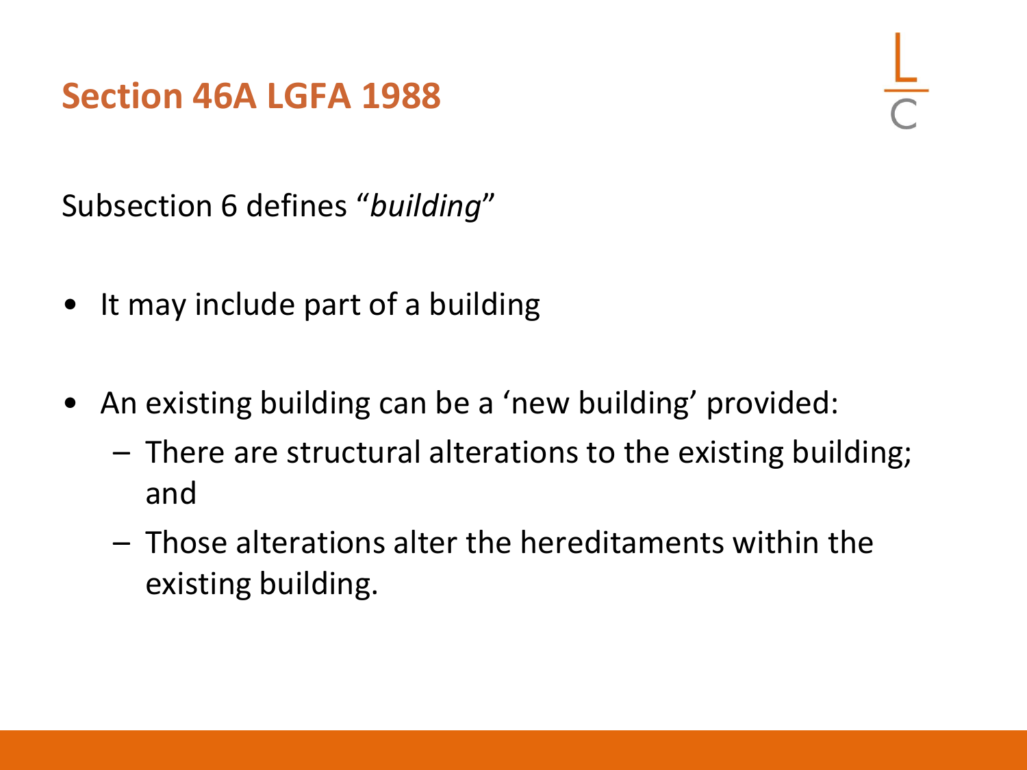# Section 46A LGFA 1988

Subsection 6 defines "*building*"

- It may include part of a building
- An existing building can be a 'new building' provided:
  - There are structural alterations to the existing building; and
  - Those alterations alter the hereditaments within the existing building.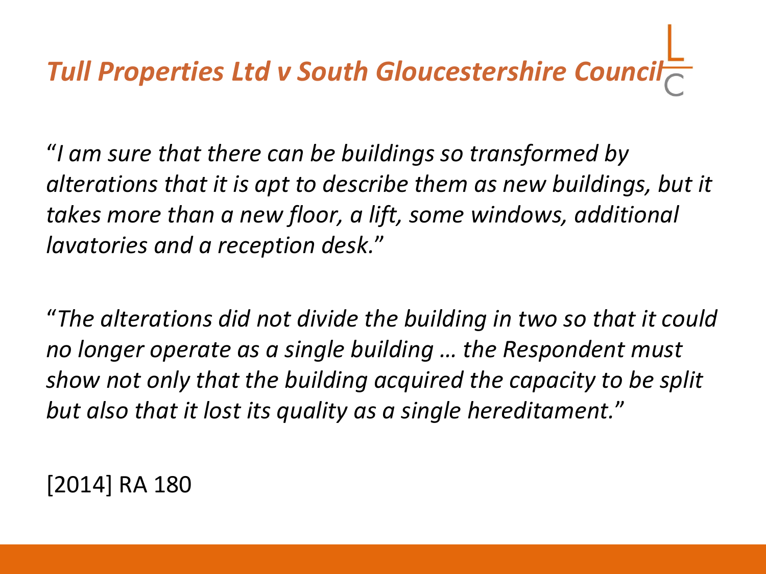# *Tull Properties Ltd v South Gloucestershire Council*

*"I am sure that there can be buildings so transformed by alterations that it is apt to describe them as new buildings, but it takes more than a new floor, a lift, some windows, additional lavatories and a reception desk."*

*"The alterations did not divide the building in two so that it could no longer operate as a single building … the Respondent must show not only that the building acquired the capacity to be split but also that it lost its quality as a single hereditament."*

[2014] RA 180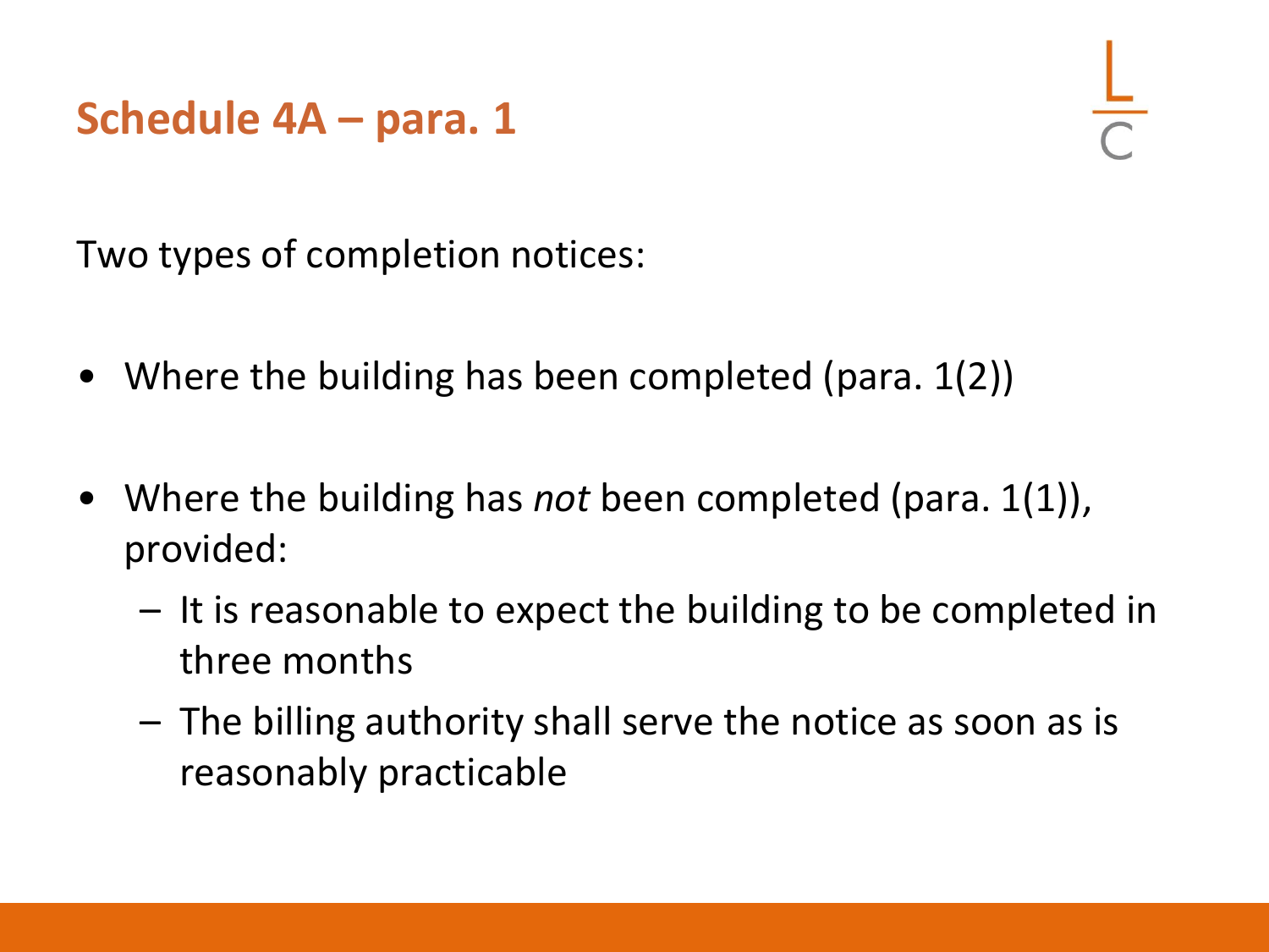## Schedule 4A – para. 1

Two types of completion notices:

- Where the building has been completed (para. 1(2))
- Where the building has *not* been completed (para. 1(1)), provided:
  - It is reasonable to expect the building to be completed in three months
  - The billing authority shall serve the notice as soon as is reasonably practicable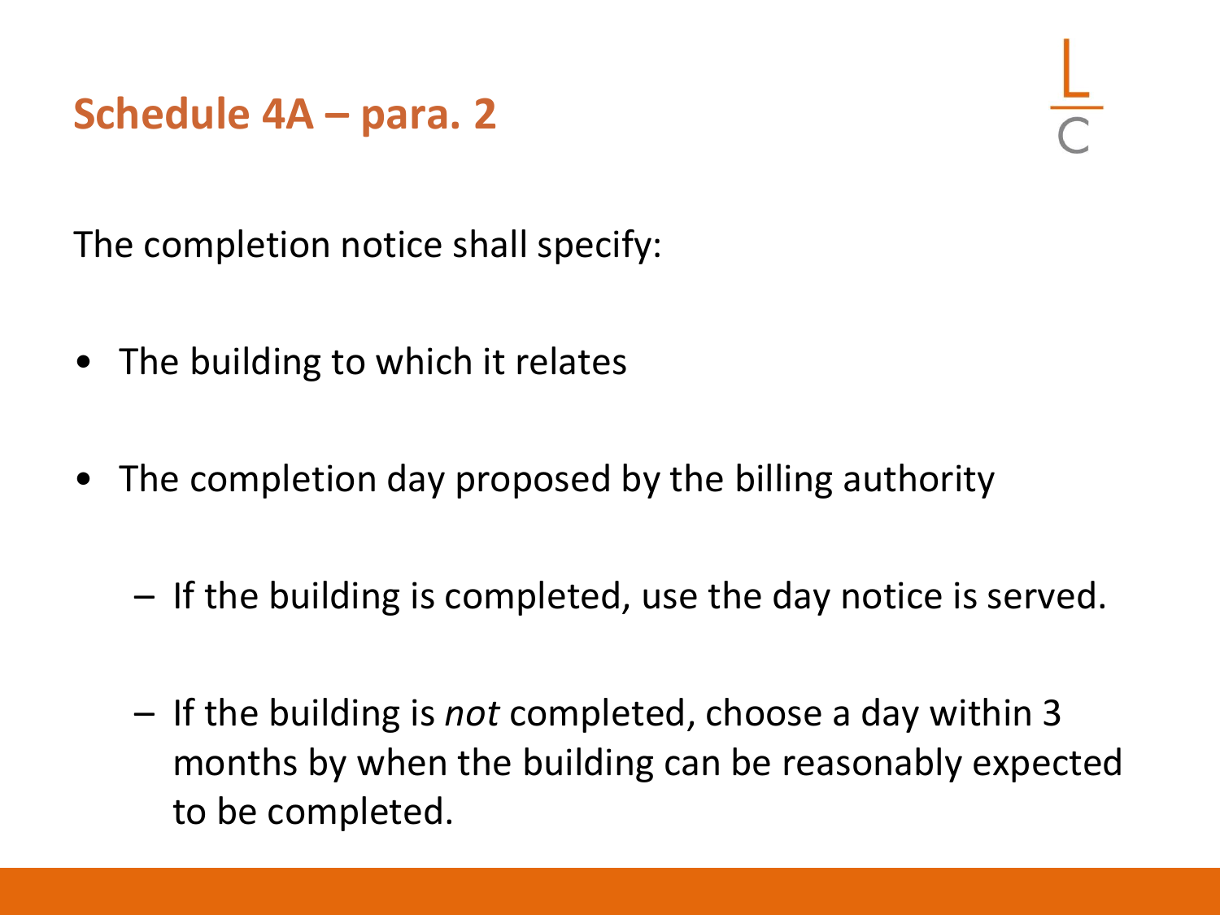## Schedule 4A – para. 2

The completion notice shall specify:

- The building to which it relates
- The completion day proposed by the billing authority
  - If the building is completed, use the day notice is served.
  - If the building is *not* completed, choose a day within 3 months by when the building can be reasonably expected to be completed.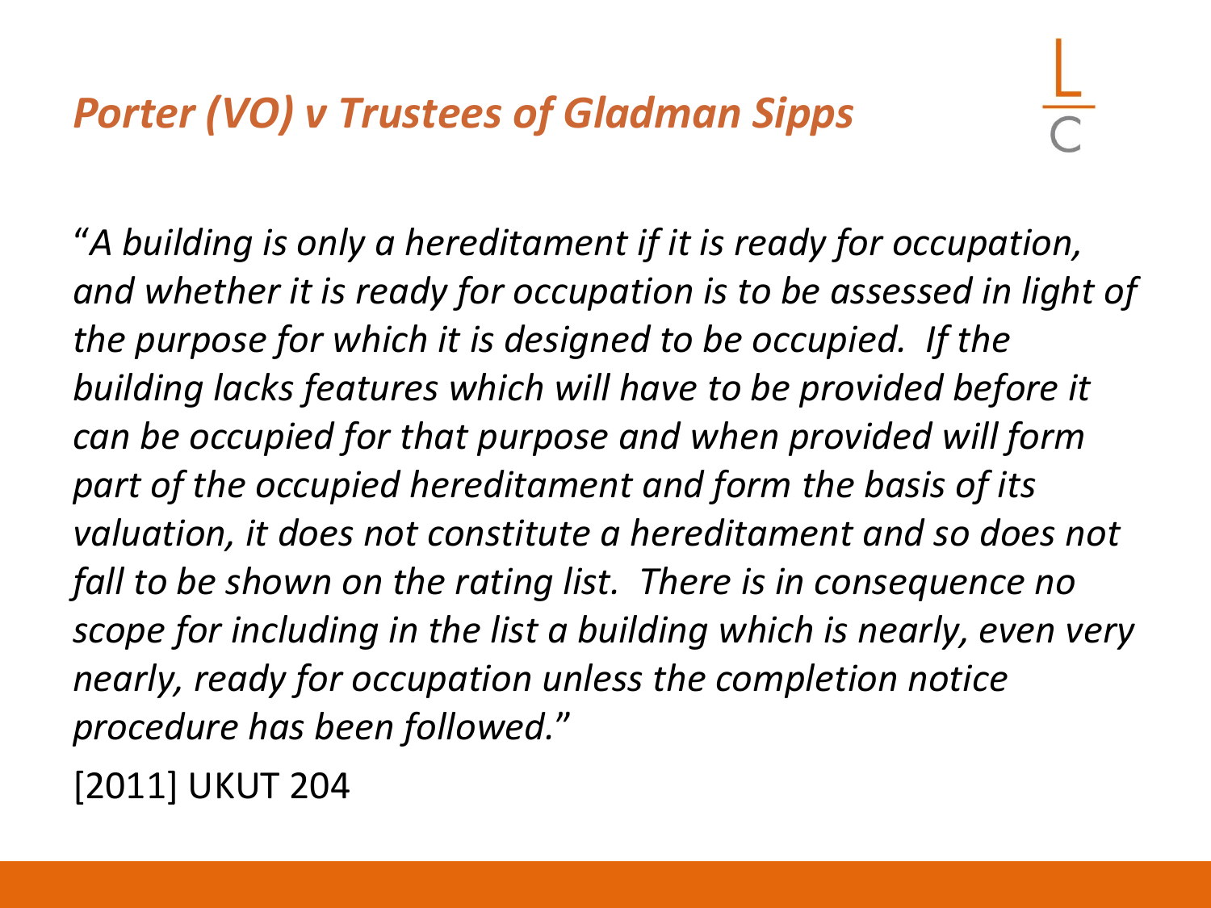# *Porter (VO) v Trustees of Gladman Sipps*

*"A building is only a hereditament if it is ready for occupation, and whether it is ready for occupation is to be assessed in light of the purpose for which it is designed to be occupied. If the building lacks features which will have to be provided before it can be occupied for that purpose and when provided will form part of the occupied hereditament and form the basis of its valuation, it does not constitute a hereditament and so does not fall to be shown on the rating list. There is in consequence no scope for including in the list a building which is nearly, even very nearly, ready for occupation unless the completion notice procedure has been followed."*

[2011] UKUT 204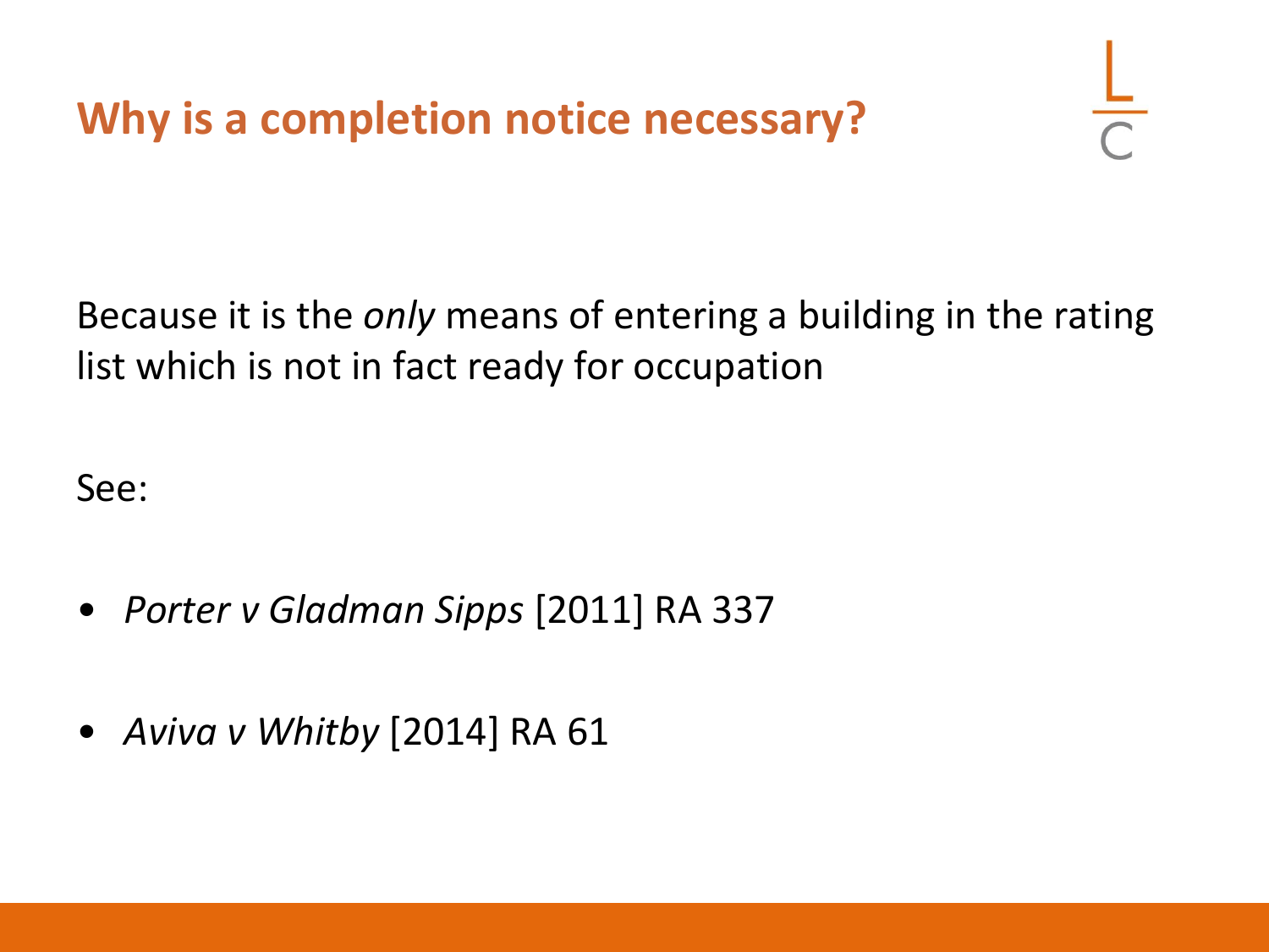# Why is a completion notice necessary?

Because it is the *only* means of entering a building in the rating list which is not in fact ready for occupation

See:

- *Porter v Gladman Sipps* [2011] RA 337
- *Aviva v Whitby* [2014] RA 61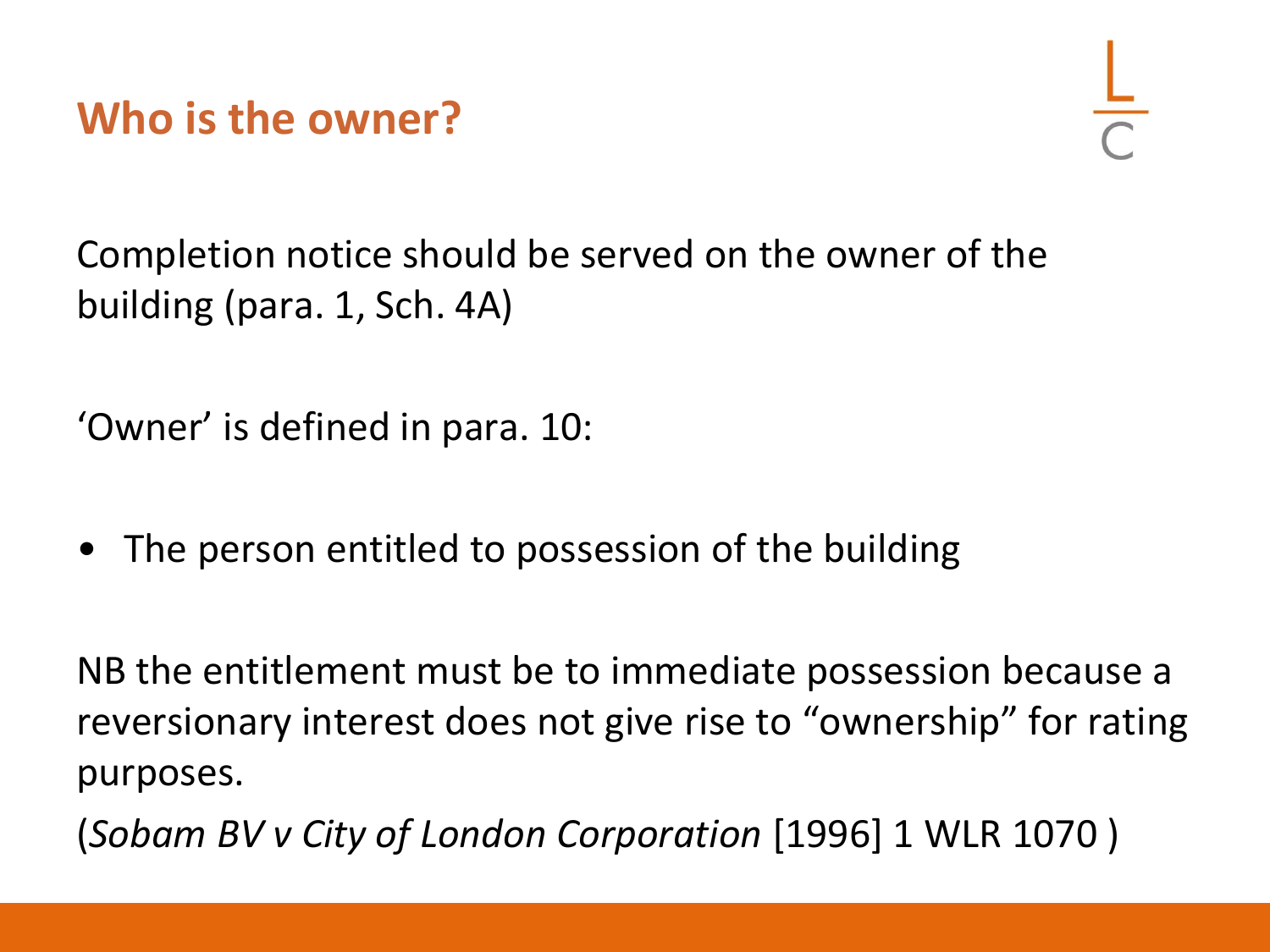## Who is the owner?

Completion notice should be served on the owner of the building (para. 1, Sch. 4A)

'Owner' is defined in para. 10:

- The person entitled to possession of the building

NB the entitlement must be to immediate possession because a reversionary interest does not give rise to "ownership" for rating purposes.

(*Sobam BV v City of London Corporation* [1996] 1 WLR 1070 )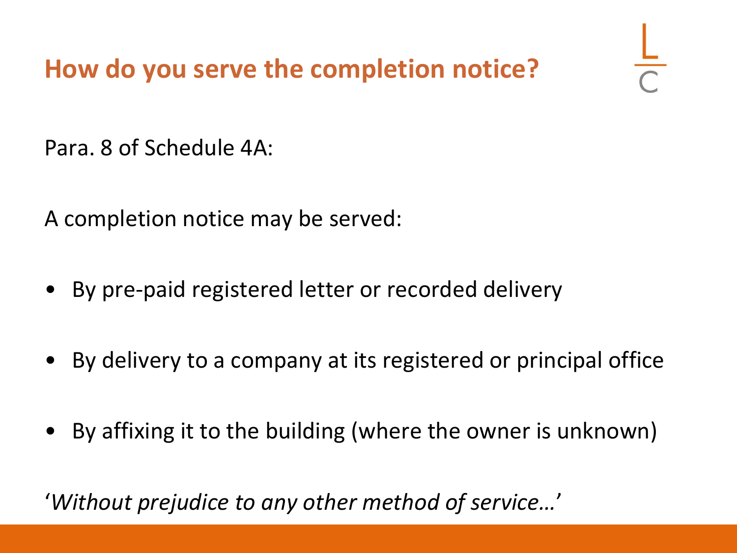# How do you serve the completion notice?

Para. 8 of Schedule 4A:

A completion notice may be served:

- By pre-paid registered letter or recorded delivery
- By delivery to a company at its registered or principal office
- By affixing it to the building (where the owner is unknown)

'*Without prejudice to any other method of service…*'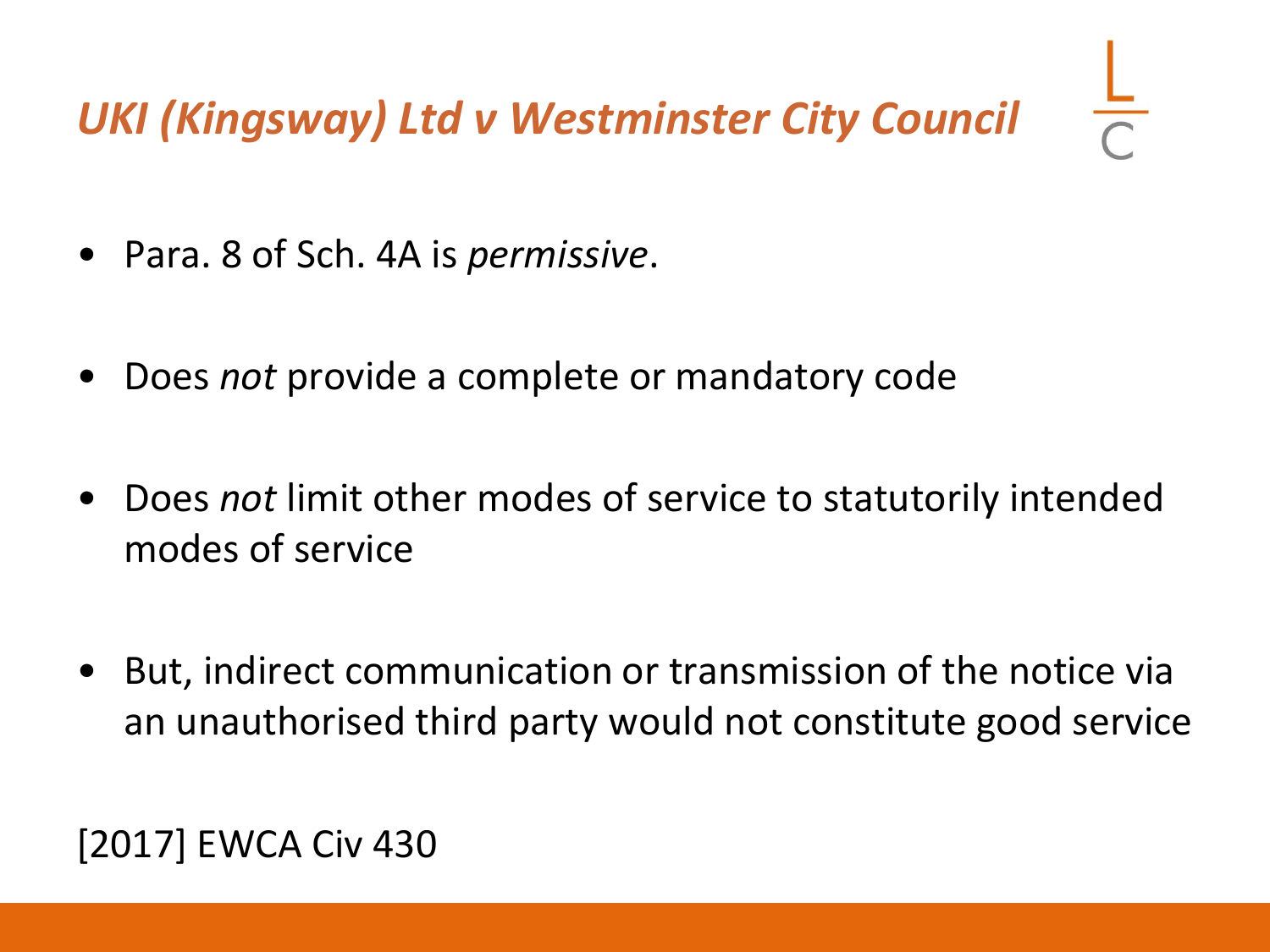# *UKI (Kingsway) Ltd v Westminster City Council*

- Para. 8 of Sch. 4A is *permissive*.
- Does *not* provide a complete or mandatory code
- Does *not* limit other modes of service to statutorily intended modes of service
- But, indirect communication or transmission of the notice via an unauthorised third party would not constitute good service

[2017] EWCA Civ 430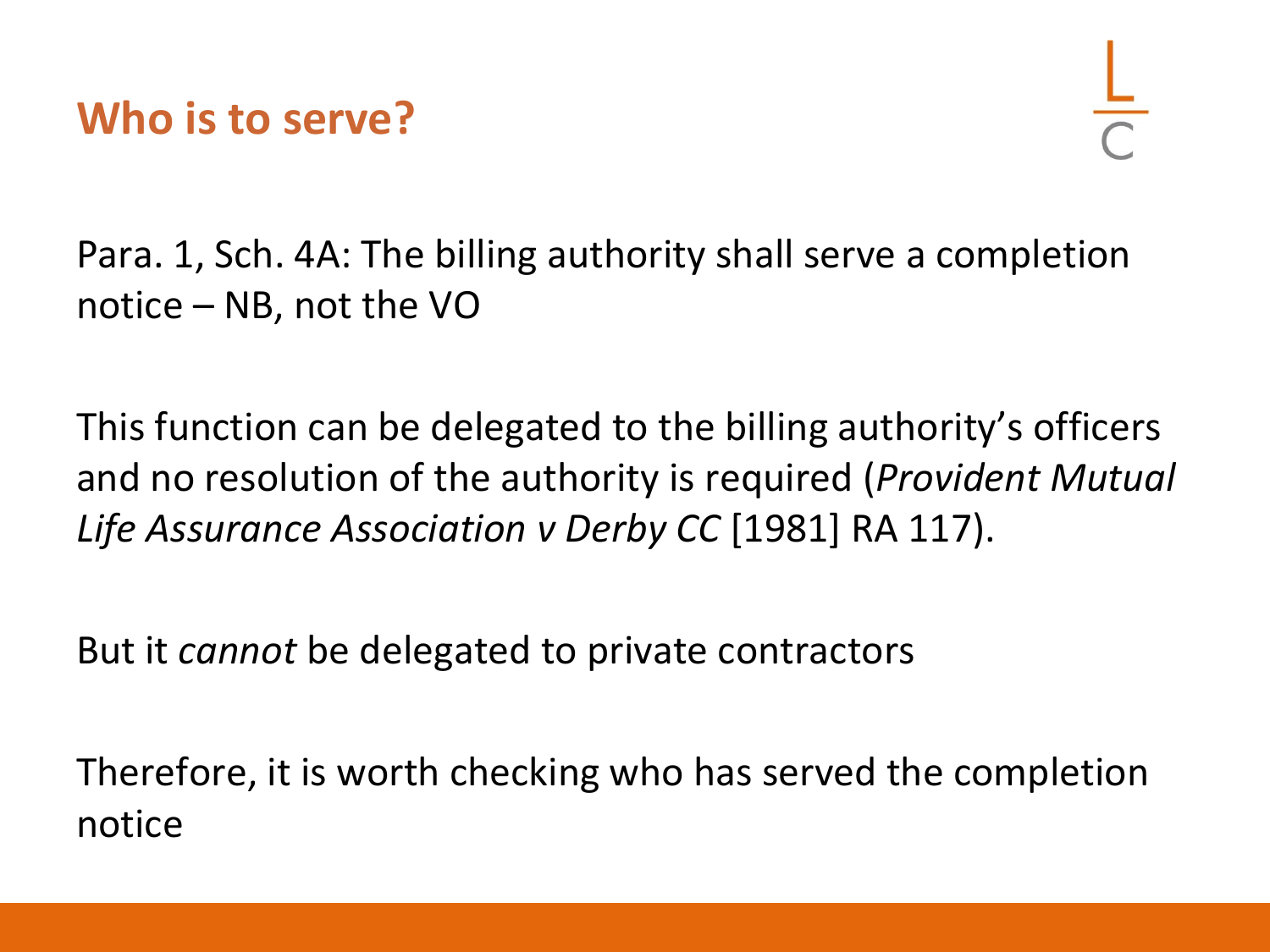## Who is to serve?

Para. 1, Sch. 4A: The billing authority shall serve a completion notice – NB, not the VO

This function can be delegated to the billing authority's officers and no resolution of the authority is required (*Provident Mutual Life Assurance Association v Derby CC* [1981] RA 117).

But it *cannot* be delegated to private contractors

Therefore, it is worth checking who has served the completion notice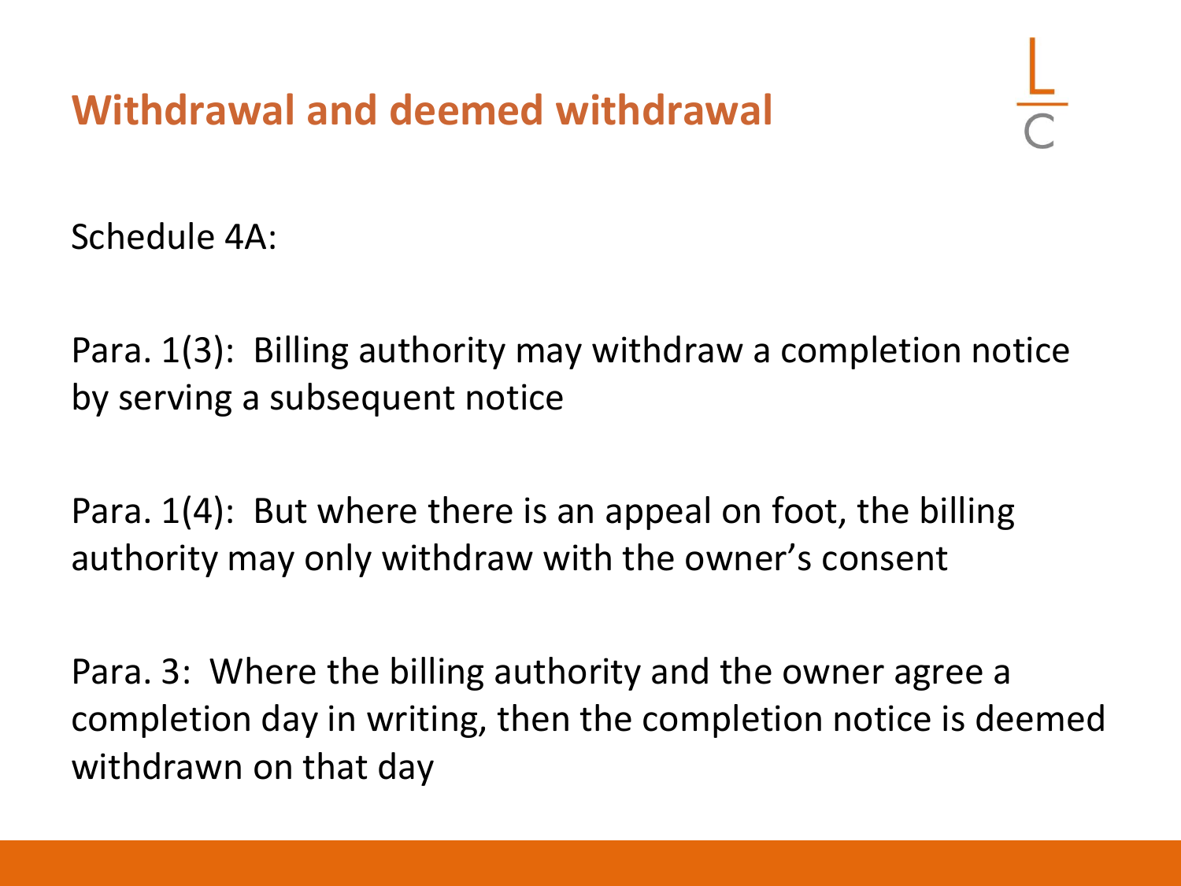# Withdrawal and deemed withdrawal

Schedule 4A:

Para. 1(3): Billing authority may withdraw a completion notice by serving a subsequent notice

Para. 1(4): But where there is an appeal on foot, the billing authority may only withdraw with the owner's consent

Para. 3: Where the billing authority and the owner agree a completion day in writing, then the completion notice is deemed withdrawn on that day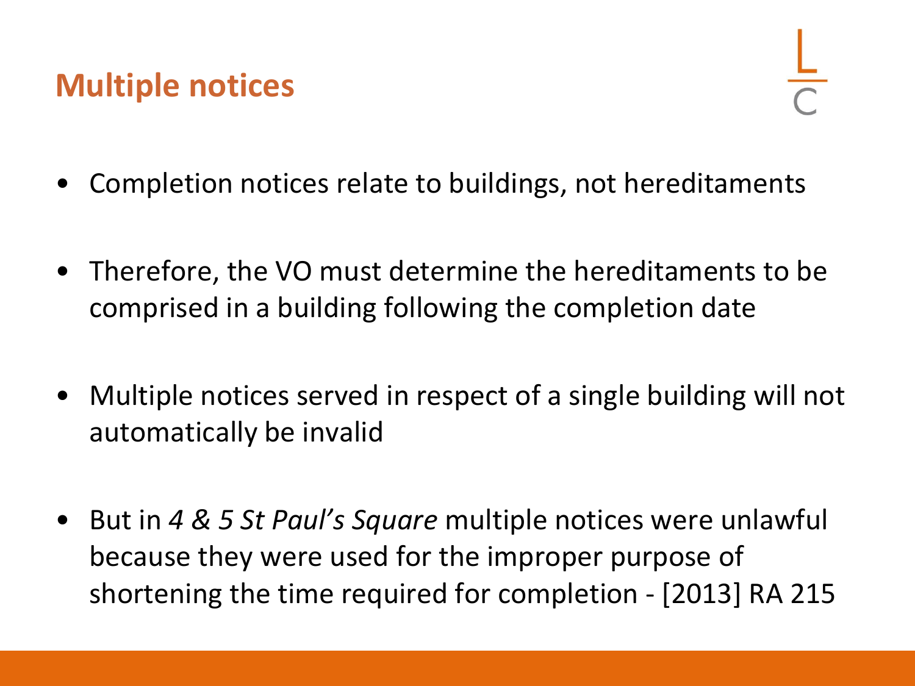# Multiple notices

- Completion notices relate to buildings, not hereditaments
- Therefore, the VO must determine the hereditaments to be comprised in a building following the completion date
- Multiple notices served in respect of a single building will not automatically be invalid
- But in *4 & 5 St Paul's Square* multiple notices were unlawful because they were used for the improper purpose of shortening the time required for completion - [2013] RA 215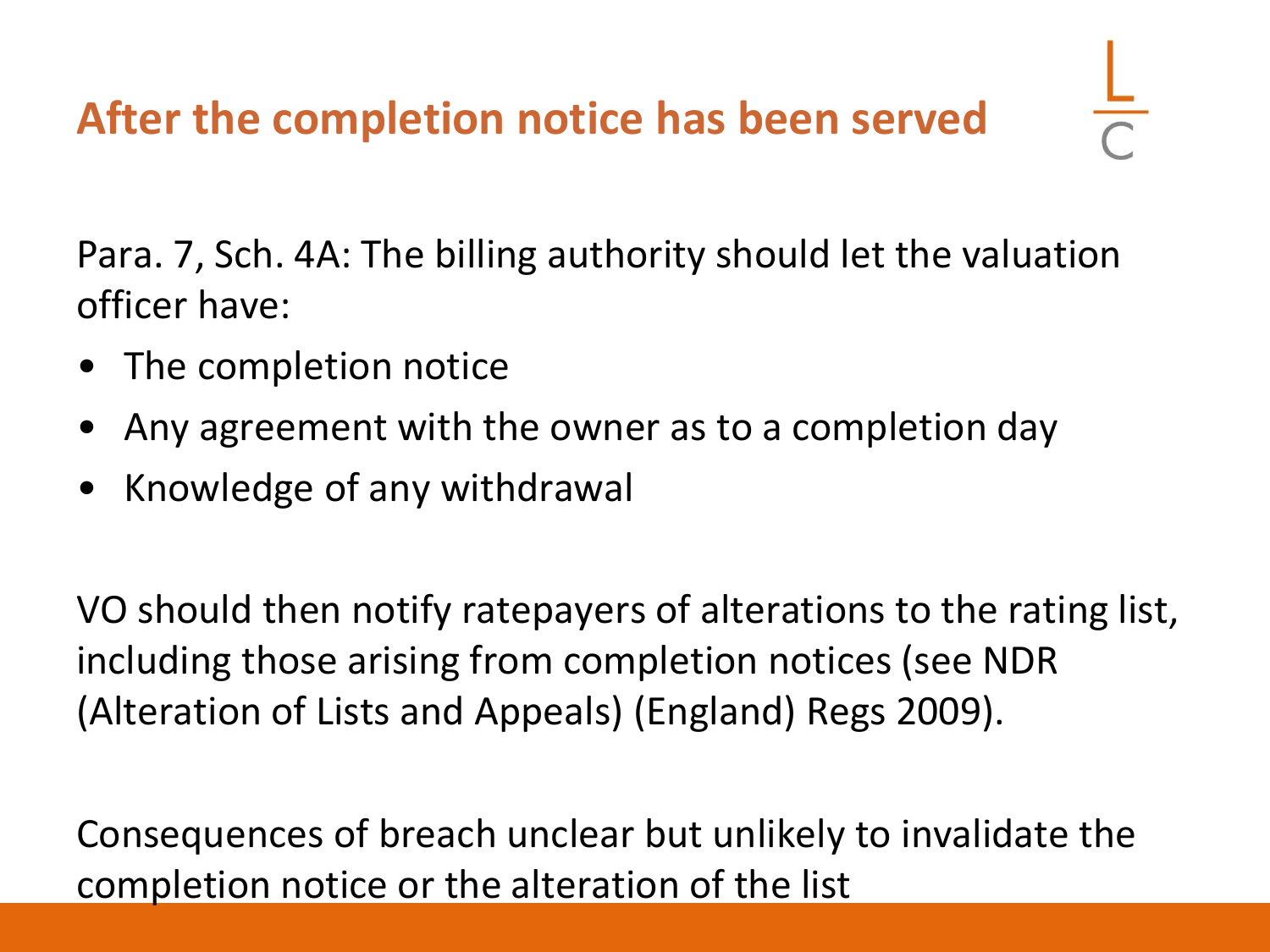## After the completion notice has been served

Para. 7, Sch. 4A: The billing authority should let the valuation officer have:

- The completion notice
- Any agreement with the owner as to a completion day
- Knowledge of any withdrawal

VO should then notify ratepayers of alterations to the rating list, including those arising from completion notices (see NDR (Alteration of Lists and Appeals) (England) Regs 2009).

Consequences of breach unclear but unlikely to invalidate the completion notice or the alteration of the list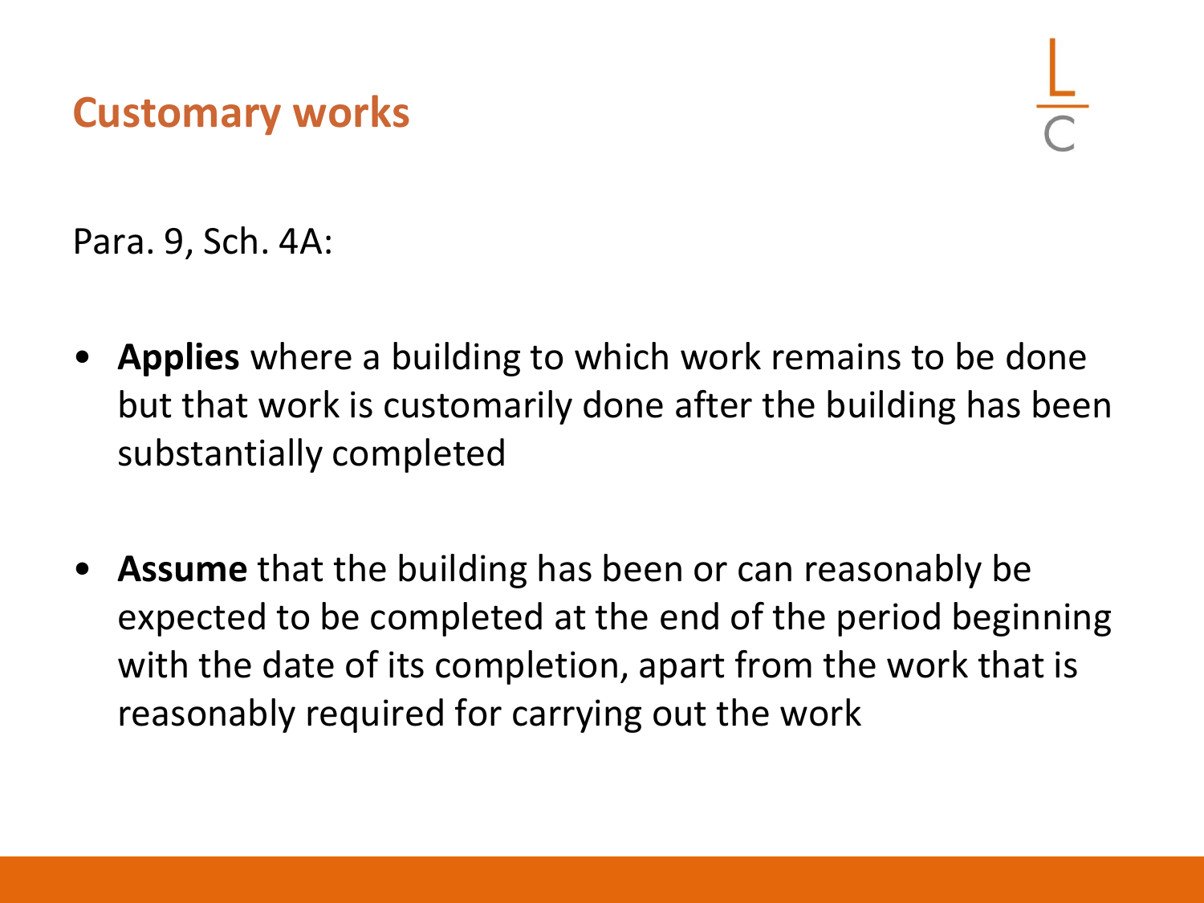# Customary works

Para. 9, Sch. 4A:

- **Applies** where a building to which work remains to be done but that work is customarily done after the building has been substantially completed
- **Assume** that the building has been or can reasonably be expected to be completed at the end of the period beginning with the date of its completion, apart from the work that is reasonably required for carrying out the work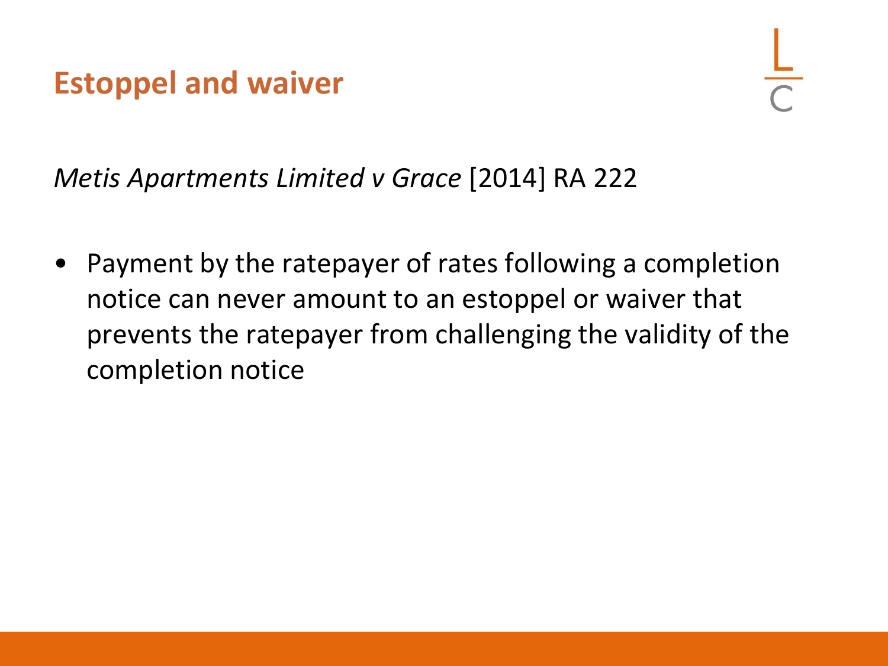## Estoppel and waiver

*Metis Apartments Limited v Grace* [2014] RA 222

- Payment by the ratepayer of rates following a completion notice can never amount to an estoppel or waiver that prevents the ratepayer from challenging the validity of the completion notice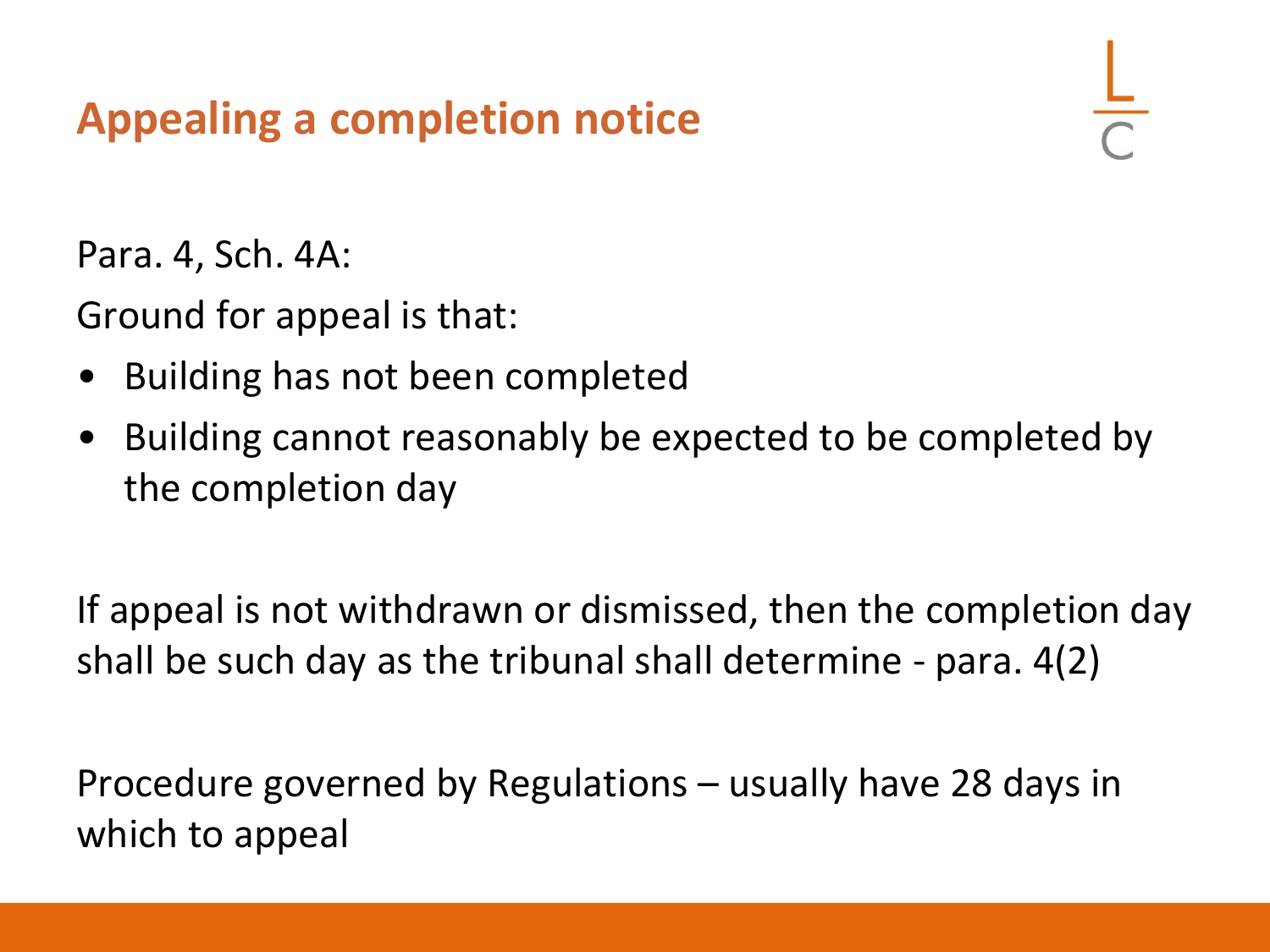# Appealing a completion notice

Para. 4, Sch. 4A:

Ground for appeal is that:

- Building has not been completed
- Building cannot reasonably be expected to be completed by the completion day

If appeal is not withdrawn or dismissed, then the completion day shall be such day as the tribunal shall determine - para. 4(2)

Procedure governed by Regulations – usually have 28 days in which to appeal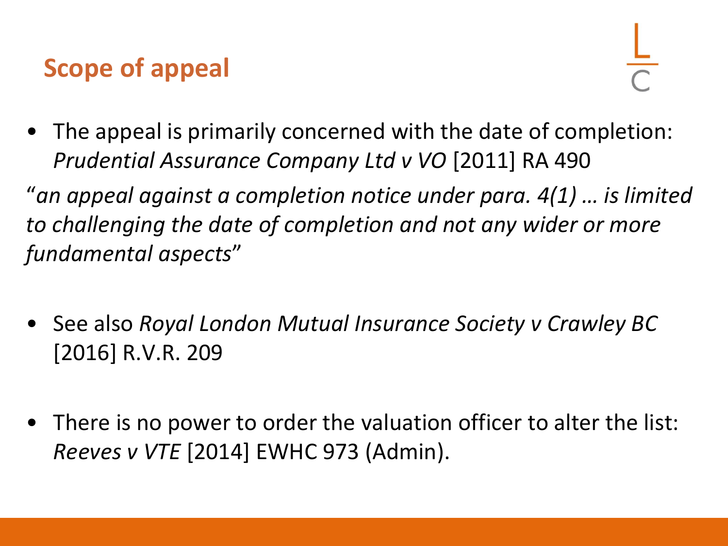## Scope of appeal

- The appeal is primarily concerned with the date of completion: *Prudential Assurance Company Ltd v VO* [2011] RA 490

"*an appeal against a completion notice under para. 4(1) … is limited to challenging the date of completion and not any wider or more fundamental aspects*"

- See also *Royal London Mutual Insurance Society v Crawley BC* [2016] R.V.R. 209

- There is no power to order the valuation officer to alter the list: *Reeves v VTE* [2014] EWHC 973 (Admin).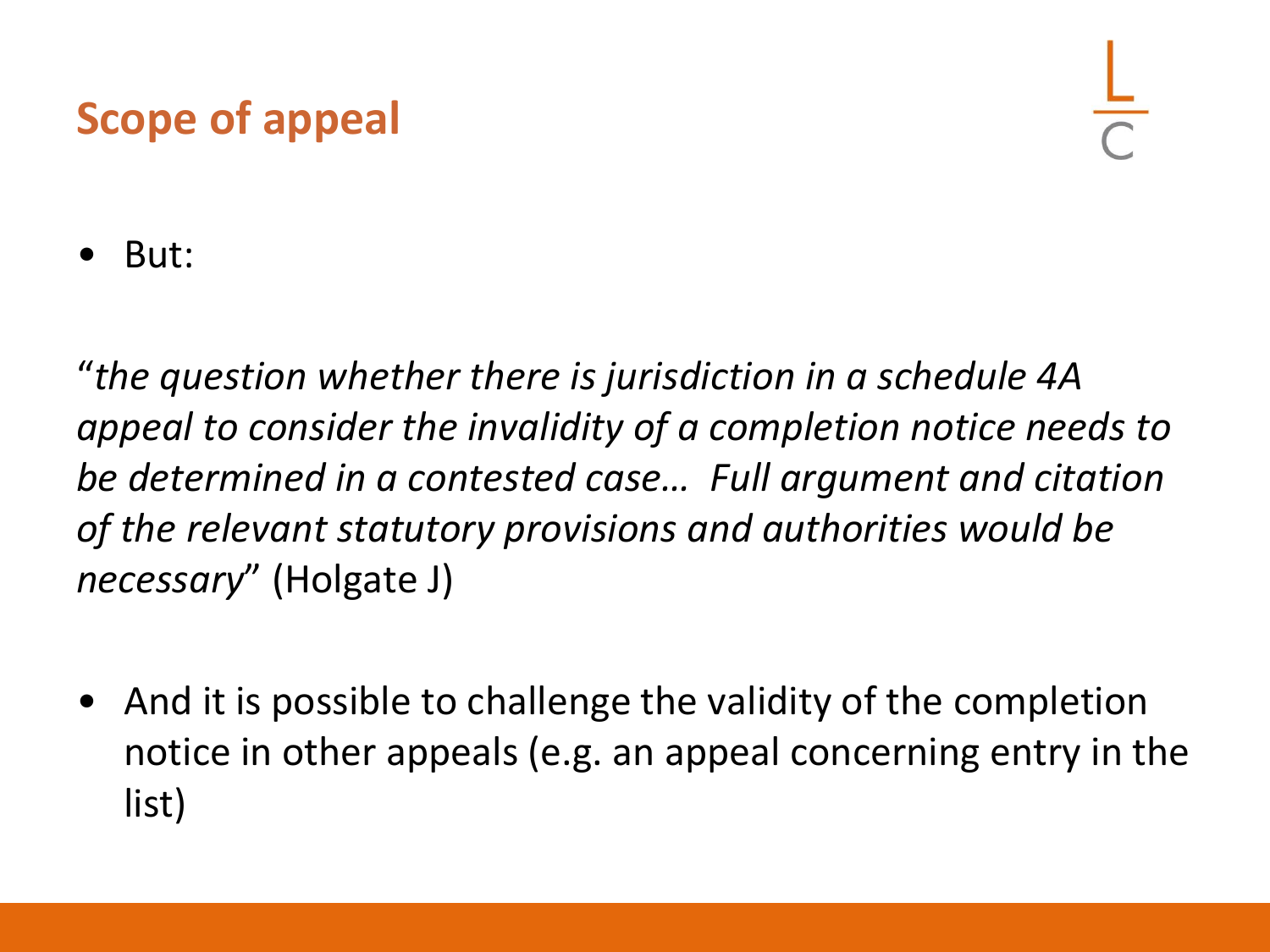## Scope of appeal

- But:

"*the question whether there is jurisdiction in a schedule 4A appeal to consider the invalidity of a completion notice needs to be determined in a contested case… Full argument and citation of the relevant statutory provisions and authorities would be necessary*" (Holgate J)

- And it is possible to challenge the validity of the completion notice in other appeals (e.g. an appeal concerning entry in the list)